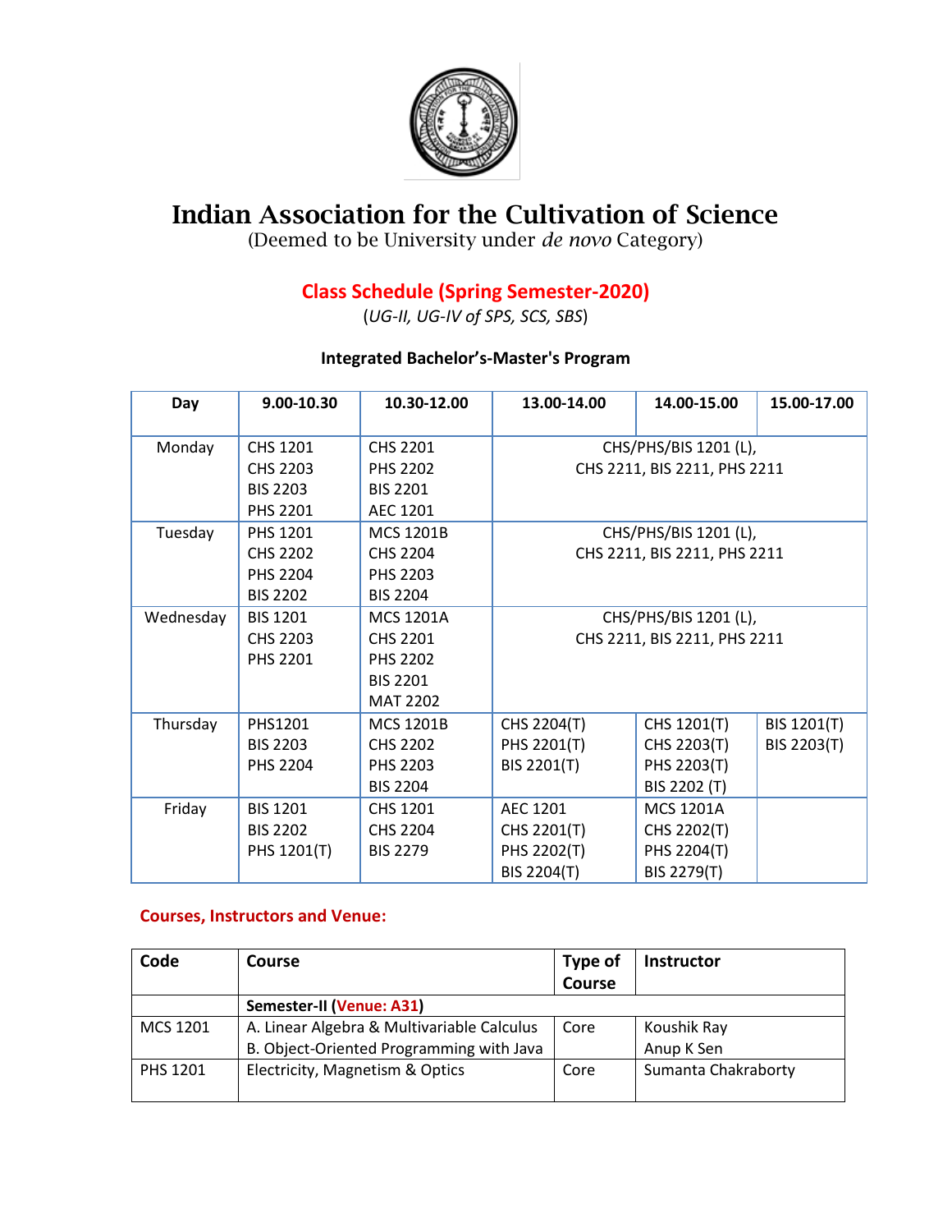# Indian Association for the Cultivation of Science

(Deemed to be University under *de novo* Category)

## Class Schedule (Spring Semester-2020)

(*UG-II, UG-IV of SPS, SCS, SBS*)

### Integrated Bachelor's-Master's Program

| Day | 9.00-10.30 | 10.30-12.00 | 13.00-14.00 | 14.00-15.00 | 15.00-17.00 |
|---|---|---|---|---|---|
| Monday | CHS 1201<br>CHS 2203<br>BIS 2203<br>PHS 2201 | CHS 2201<br>PHS 2202<br>BIS 2201<br>AEC 1201 | CHS/PHS/BIS 1201 (L),<br>CHS 2211, BIS 2211, PHS 2211 | | |
| Tuesday | PHS 1201<br>CHS 2202<br>PHS 2204<br>BIS 2202 | MCS 1201B<br>CHS 2204<br>PHS 2203<br>BIS 2204 | CHS/PHS/BIS 1201 (L),<br>CHS 2211, BIS 2211, PHS 2211 | | |
| Wednesday | BIS 1201<br>CHS 2203<br>PHS 2201 | MCS 1201A<br>CHS 2201<br>PHS 2202<br>BIS 2201<br>MAT 2202 | CHS/PHS/BIS 1201 (L),<br>CHS 2211, BIS 2211, PHS 2211 | | |
| Thursday | PHS1201<br>BIS 2203<br>PHS 2204 | MCS 1201B<br>CHS 2202<br>PHS 2203<br>BIS 2204 | CHS 2204(T)<br>PHS 2201(T)<br>BIS 2201(T) | CHS 1201(T)<br>CHS 2203(T)<br>PHS 2203(T)<br>BIS 2202 (T) | BIS 1201(T)<br>BIS 2203(T) |
| Friday | BIS 1201<br>BIS 2202<br>PHS 1201(T) | CHS 1201<br>CHS 2204<br>BIS 2279 | AEC 1201<br>CHS 2201(T)<br>PHS 2202(T)<br>BIS 2204(T) | MCS 1201A<br>CHS 2202(T)<br>PHS 2204(T)<br>BIS 2279(T) | |

### Courses, Instructors and Venue:

| Code | Course | Type of Course | Instructor |
|---|---|---|---|
| | **Semester-II (Venue: A31)** | | |
| MCS 1201 | A. Linear Algebra & Multivariable Calculus<br>B. Object-Oriented Programming with Java | Core | Koushik Ray<br>Anup K Sen |
| PHS 1201 | Electricity, Magnetism & Optics | Core | Sumanta Chakraborty |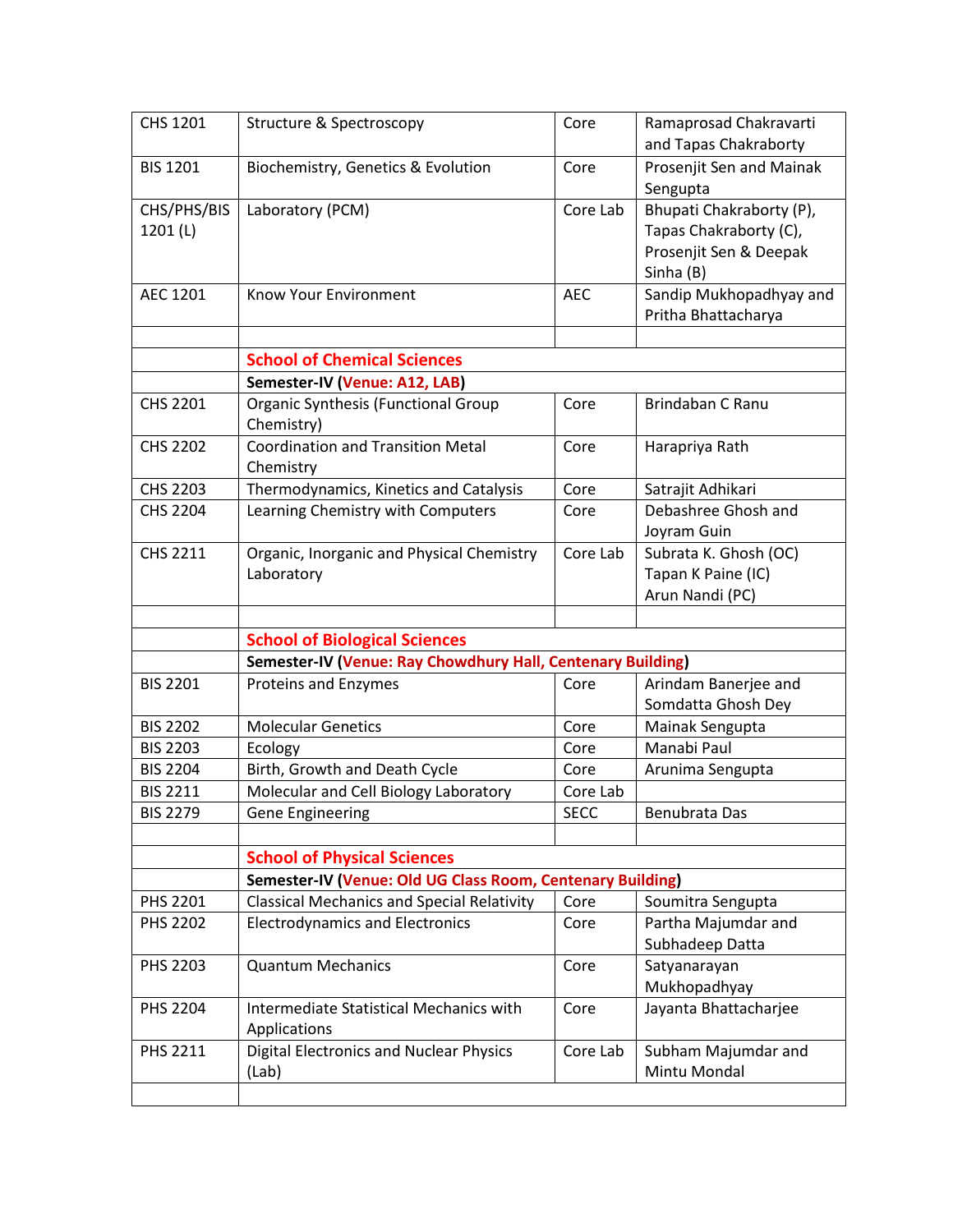| | | | |
|---|---|---|---|
| CHS 1201 | Structure & Spectroscopy | Core | Ramaprosad Chakravarti and Tapas Chakraborty |
| BIS 1201 | Biochemistry, Genetics & Evolution | Core | Prosenjit Sen and Mainak Sengupta |
| CHS/PHS/BIS 1201 (L) | Laboratory (PCM) | Core Lab | Bhupati Chakraborty (P), Tapas Chakraborty (C), Prosenjit Sen & Deepak Sinha (B) |
| AEC 1201 | Know Your Environment | AEC | Sandip Mukhopadhyay and Pritha Bhattacharya |
| | | | |
| | **School of Chemical Sciences** | | |
| | **Semester-IV (Venue: A12, LAB)** | | |
| CHS 2201 | Organic Synthesis (Functional Group Chemistry) | Core | Brindaban C Ranu |
| CHS 2202 | Coordination and Transition Metal Chemistry | Core | Harapriya Rath |
| CHS 2203 | Thermodynamics, Kinetics and Catalysis | Core | Satrajit Adhikari |
| CHS 2204 | Learning Chemistry with Computers | Core | Debashree Ghosh and Joyram Guin |
| CHS 2211 | Organic, Inorganic and Physical Chemistry Laboratory | Core Lab | Subrata K. Ghosh (OC) Tapan K Paine (IC) Arun Nandi (PC) |
| | | | |
| | **School of Biological Sciences** | | |
| | **Semester-IV (Venue: Ray Chowdhury Hall, Centenary Building)** | | |
| BIS 2201 | Proteins and Enzymes | Core | Arindam Banerjee and Somdatta Ghosh Dey |
| BIS 2202 | Molecular Genetics | Core | Mainak Sengupta |
| BIS 2203 | Ecology | Core | Manabi Paul |
| BIS 2204 | Birth, Growth and Death Cycle | Core | Arunima Sengupta |
| BIS 2211 | Molecular and Cell Biology Laboratory | Core Lab | |
| BIS 2279 | Gene Engineering | SECC | Benubrata Das |
| | | | |
| | **School of Physical Sciences** | | |
| | **Semester-IV (Venue: Old UG Class Room, Centenary Building)** | | |
| PHS 2201 | Classical Mechanics and Special Relativity | Core | Soumitra Sengupta |
| PHS 2202 | Electrodynamics and Electronics | Core | Partha Majumdar and Subhadeep Datta |
| PHS 2203 | Quantum Mechanics | Core | Satyanarayan Mukhopadhyay |
| PHS 2204 | Intermediate Statistical Mechanics with Applications | Core | Jayanta Bhattacharjee |
| PHS 2211 | Digital Electronics and Nuclear Physics (Lab) | Core Lab | Subham Majumdar and Mintu Mondal |
| | | | |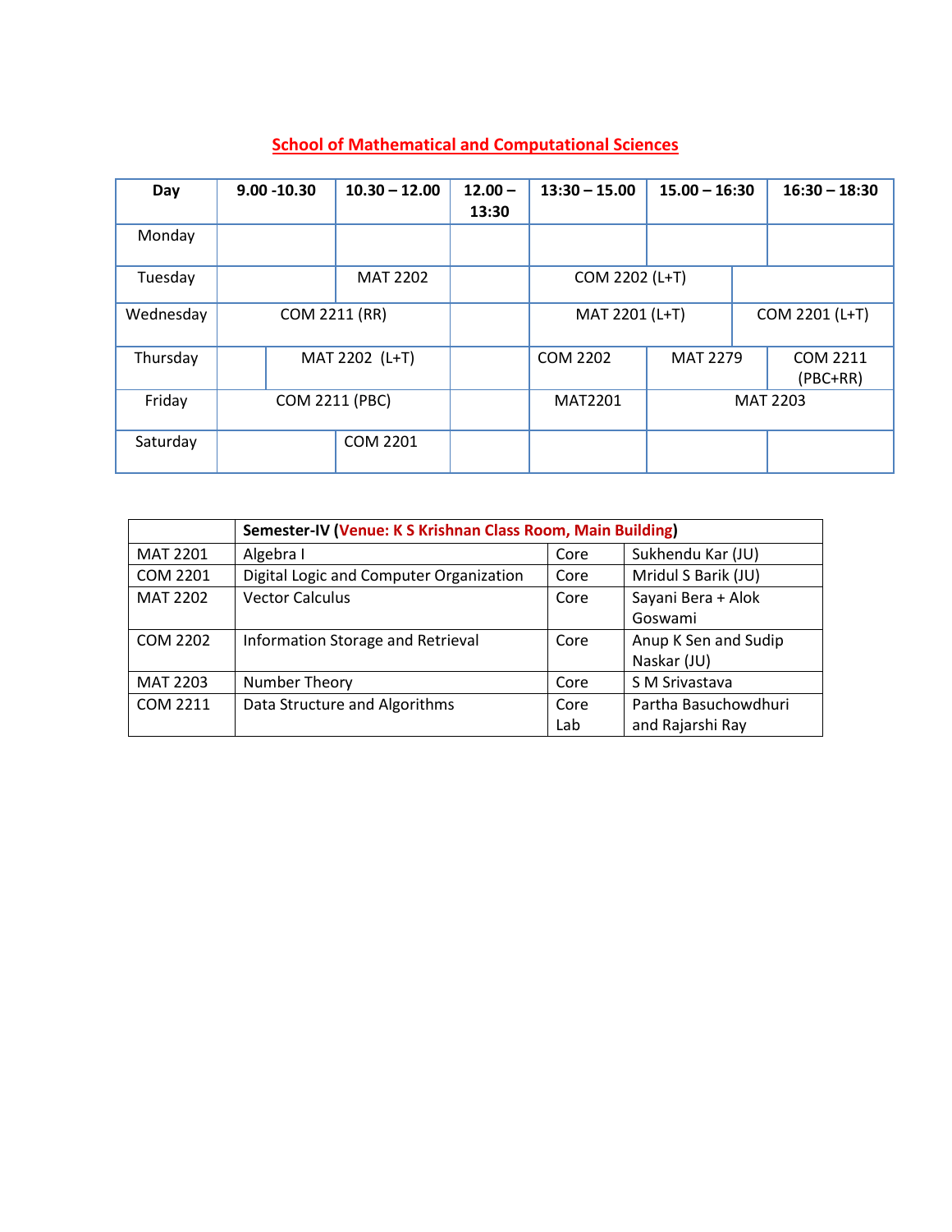## School of Mathematical and Computational Sciences

| Day | 9.00 -10.30 | 10.30 – 12.00 | 12.00 – 13:30 | 13:30 – 15.00 | 15.00 – 16:30 | 16:30 – 18:30 |
|---|---|---|---|---|---|---|
| Monday | | | | | | |
| Tuesday | | MAT 2202 | | COM 2202 (L+T) | | |
| Wednesday | COM 2211 (RR) | | | MAT 2201 (L+T) | | COM 2201 (L+T) |
| Thursday | MAT 2202 (L+T) | | | COM 2202 | MAT 2279 | COM 2211 (PBC+RR) |
| Friday | COM 2211 (PBC) | | | MAT2201 | MAT 2203 | |
| Saturday | | COM 2201 | | | | |

| | Semester-IV (Venue: K S Krishnan Class Room, Main Building) | | |
|---|---|---|---|
| MAT 2201 | Algebra I | Core | Sukhendu Kar (JU) |
| COM 2201 | Digital Logic and Computer Organization | Core | Mridul S Barik (JU) |
| MAT 2202 | Vector Calculus | Core | Sayani Bera + Alok Goswami |
| COM 2202 | Information Storage and Retrieval | Core | Anup K Sen and Sudip Naskar (JU) |
| MAT 2203 | Number Theory | Core | S M Srivastava |
| COM 2211 | Data Structure and Algorithms | Core Lab | Partha Basuchowdhuri and Rajarshi Ray |